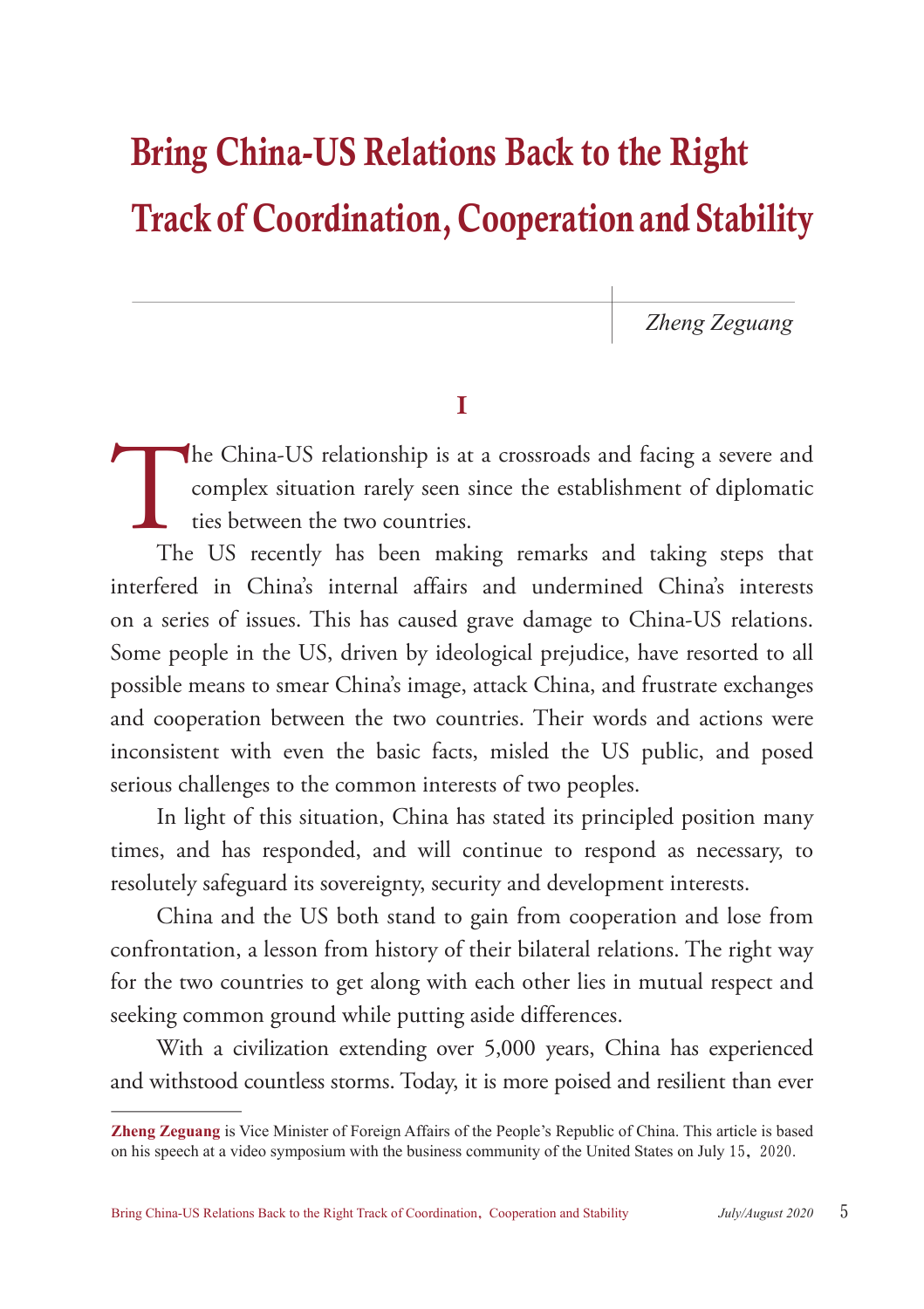# Bring China-US Relations Back to the Right Track of Coordination, Cooperation and Stability

*Zheng Zeguang*

## I

The China-US relationship is at a crossroads and facing a severe and complex situation rarely seen since the establishment of diplomatic ties between the two countries.

The US recently has been making remarks and taking steps that interfered in China's internal affairs and undermined China's interests on a series of issues. This has caused grave damage to China-US relations. Some people in the US, driven by ideological prejudice, have resorted to all possible means to smear China's image, attack China, and frustrate exchanges and cooperation between the two countries. Their words and actions were inconsistent with even the basic facts, misled the US public, and posed serious challenges to the common interests of two peoples.

In light of this situation, China has stated its principled position many times, and has responded, and will continue to respond as necessary, to resolutely safeguard its sovereignty, security and development interests.

China and the US both stand to gain from cooperation and lose from confrontation, a lesson from history of their bilateral relations. The right way for the two countries to get along with each other lies in mutual respect and seeking common ground while putting aside differences.

With a civilization extending over 5,000 years, China has experienced and withstood countless storms. Today, it is more poised and resilient than ever

---

**Zheng Zeguang** is Vice Minister of Foreign Affairs of the People's Republic of China. This article is based on his speech at a video symposium with the business community of the United States on July 15, 2020.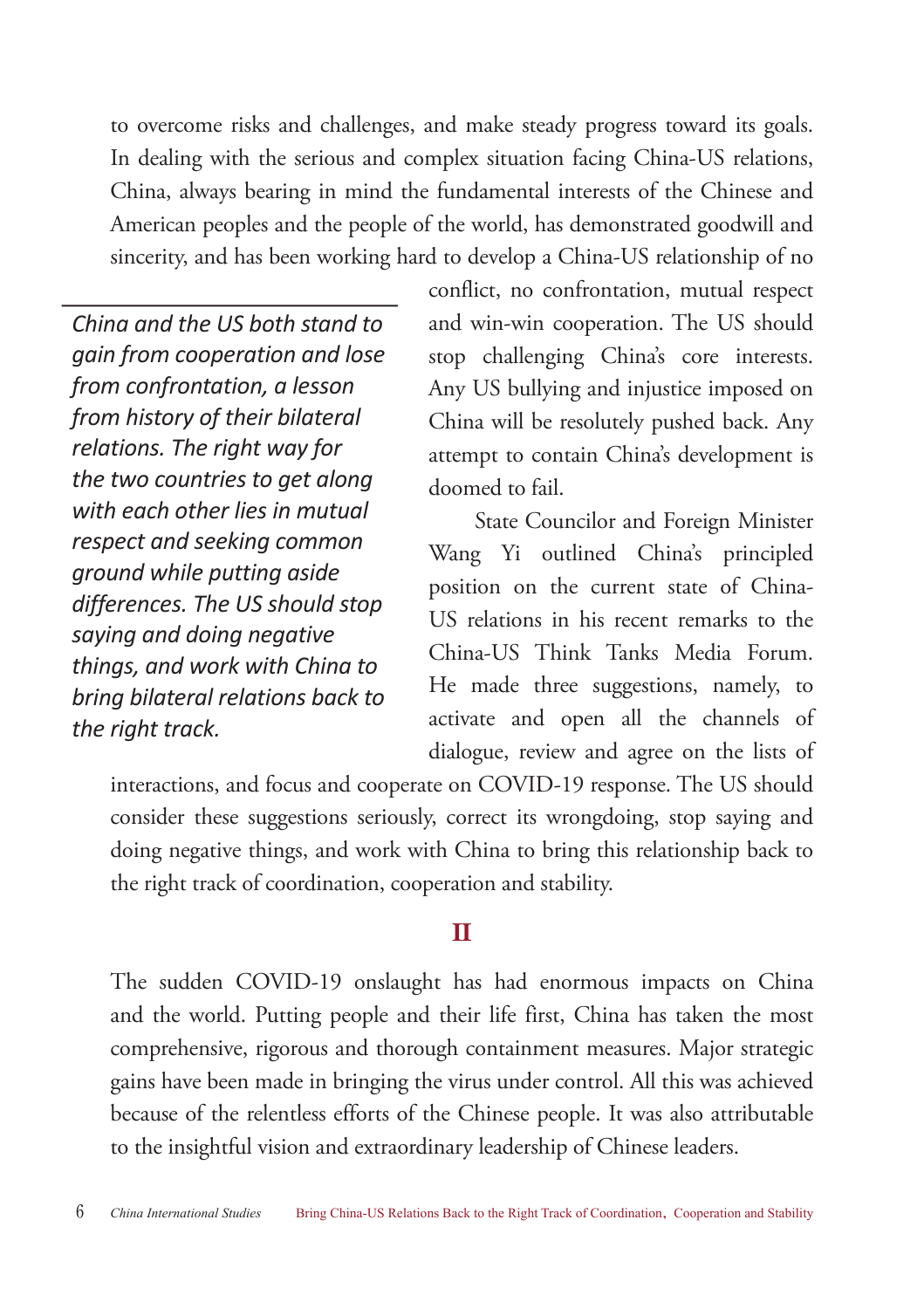to overcome risks and challenges, and make steady progress toward its goals. In dealing with the serious and complex situation facing China-US relations, China, always bearing in mind the fundamental interests of the Chinese and American peoples and the people of the world, has demonstrated goodwill and sincerity, and has been working hard to develop a China-US relationship of no conflict, no confrontation, mutual respect and win-win cooperation. The US should stop challenging China's core interests. Any US bullying and injustice imposed on China will be resolutely pushed back. Any attempt to contain China's development is doomed to fail.

*China and the US both stand to gain from cooperation and lose from confrontation, a lesson from history of their bilateral relations. The right way for the two countries to get along with each other lies in mutual respect and seeking common ground while putting aside differences. The US should stop saying and doing negative things, and work with China to bring bilateral relations back to the right track.*

State Councilor and Foreign Minister Wang Yi outlined China's principled position on the current state of China-US relations in his recent remarks to the China-US Think Tanks Media Forum. He made three suggestions, namely, to activate and open all the channels of dialogue, review and agree on the lists of interactions, and focus and cooperate on COVID-19 response. The US should consider these suggestions seriously, correct its wrongdoing, stop saying and doing negative things, and work with China to bring this relationship back to the right track of coordination, cooperation and stability.

## II

The sudden COVID-19 onslaught has had enormous impacts on China and the world. Putting people and their life first, China has taken the most comprehensive, rigorous and thorough containment measures. Major strategic gains have been made in bringing the virus under control. All this was achieved because of the relentless efforts of the Chinese people. It was also attributable to the insightful vision and extraordinary leadership of Chinese leaders.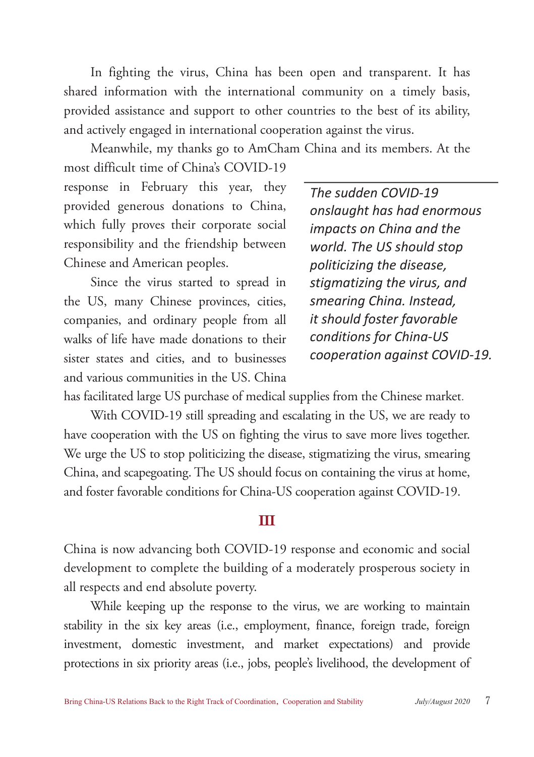In fighting the virus, China has been open and transparent. It has shared information with the international community on a timely basis, provided assistance and support to other countries to the best of its ability, and actively engaged in international cooperation against the virus.

Meanwhile, my thanks go to AmCham China and its members. At the most difficult time of China's COVID-19 response in February this year, they provided generous donations to China, which fully proves their corporate social responsibility and the friendship between Chinese and American peoples.

*The sudden COVID-19 onslaught has had enormous impacts on China and the world. The US should stop politicizing the disease, stigmatizing the virus, and smearing China. Instead, it should foster favorable conditions for China-US cooperation against COVID-19.*

Since the virus started to spread in the US, many Chinese provinces, cities, companies, and ordinary people from all walks of life have made donations to their sister states and cities, and to businesses and various communities in the US. China has facilitated large US purchase of medical supplies from the Chinese market.

With COVID-19 still spreading and escalating in the US, we are ready to have cooperation with the US on fighting the virus to save more lives together. We urge the US to stop politicizing the disease, stigmatizing the virus, smearing China, and scapegoating. The US should focus on containing the virus at home, and foster favorable conditions for China-US cooperation against COVID-19.

## III

China is now advancing both COVID-19 response and economic and social development to complete the building of a moderately prosperous society in all respects and end absolute poverty.

While keeping up the response to the virus, we are working to maintain stability in the six key areas (i.e., employment, finance, foreign trade, foreign investment, domestic investment, and market expectations) and provide protections in six priority areas (i.e., jobs, people's livelihood, the development of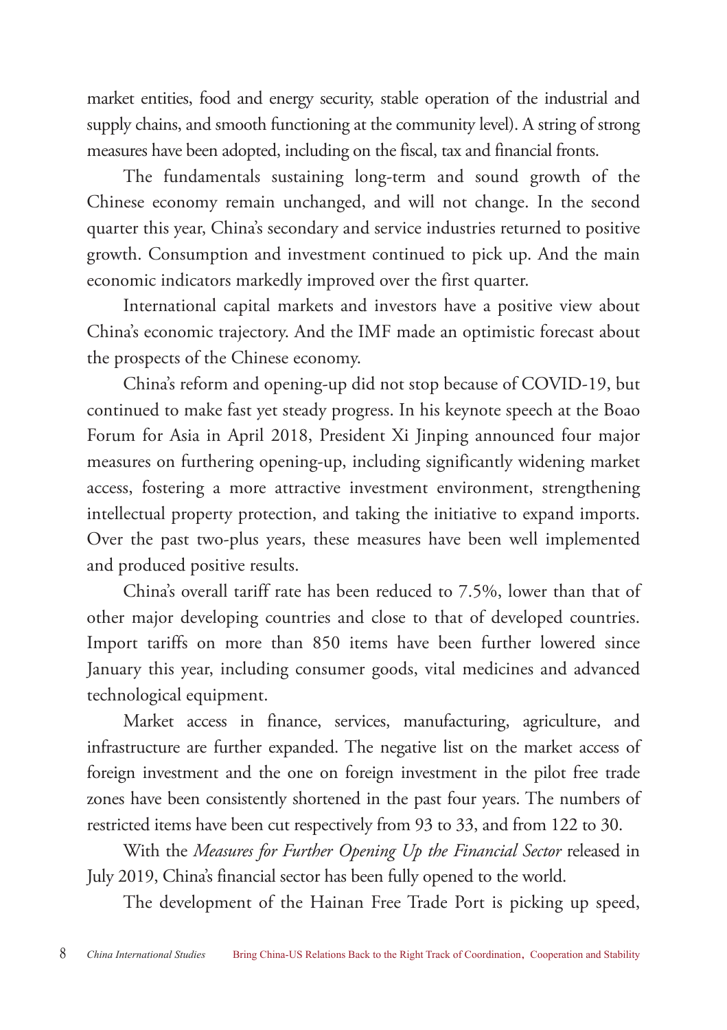market entities, food and energy security, stable operation of the industrial and supply chains, and smooth functioning at the community level). A string of strong measures have been adopted, including on the fiscal, tax and financial fronts.

The fundamentals sustaining long-term and sound growth of the Chinese economy remain unchanged, and will not change. In the second quarter this year, China's secondary and service industries returned to positive growth. Consumption and investment continued to pick up. And the main economic indicators markedly improved over the first quarter.

International capital markets and investors have a positive view about China's economic trajectory. And the IMF made an optimistic forecast about the prospects of the Chinese economy.

China's reform and opening-up did not stop because of COVID-19, but continued to make fast yet steady progress. In his keynote speech at the Boao Forum for Asia in April 2018, President Xi Jinping announced four major measures on furthering opening-up, including significantly widening market access, fostering a more attractive investment environment, strengthening intellectual property protection, and taking the initiative to expand imports. Over the past two-plus years, these measures have been well implemented and produced positive results.

China's overall tariff rate has been reduced to 7.5%, lower than that of other major developing countries and close to that of developed countries. Import tariffs on more than 850 items have been further lowered since January this year, including consumer goods, vital medicines and advanced technological equipment.

Market access in finance, services, manufacturing, agriculture, and infrastructure are further expanded. The negative list on the market access of foreign investment and the one on foreign investment in the pilot free trade zones have been consistently shortened in the past four years. The numbers of restricted items have been cut respectively from 93 to 33, and from 122 to 30.

With the *Measures for Further Opening Up the Financial Sector* released in July 2019, China's financial sector has been fully opened to the world.

The development of the Hainan Free Trade Port is picking up speed,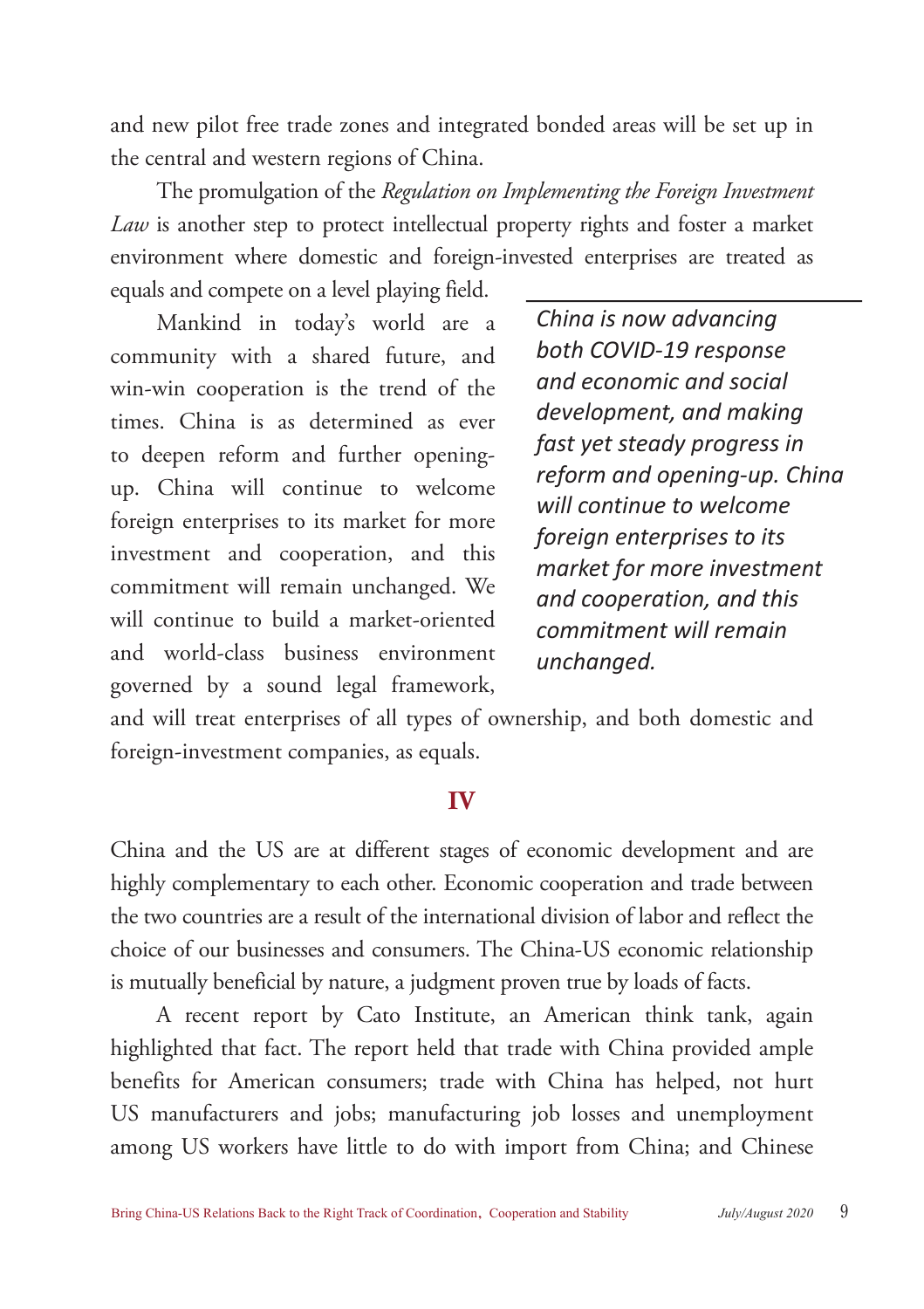and new pilot free trade zones and integrated bonded areas will be set up in the central and western regions of China.

The promulgation of the *Regulation on Implementing the Foreign Investment Law* is another step to protect intellectual property rights and foster a market environment where domestic and foreign-invested enterprises are treated as equals and compete on a level playing field.

Mankind in today's world are a community with a shared future, and win-win cooperation is the trend of the times. China is as determined as ever to deepen reform and further opening-up. China will continue to welcome foreign enterprises to its market for more investment and cooperation, and this commitment will remain unchanged. We will continue to build a market-oriented and world-class business environment governed by a sound legal framework, and will treat enterprises of all types of ownership, and both domestic and foreign-investment companies, as equals.

> *China is now advancing both COVID-19 response and economic and social development, and making fast yet steady progress in reform and opening-up. China will continue to welcome foreign enterprises to its market for more investment and cooperation, and this commitment will remain unchanged.*

## IV

China and the US are at different stages of economic development and are highly complementary to each other. Economic cooperation and trade between the two countries are a result of the international division of labor and reflect the choice of our businesses and consumers. The China-US economic relationship is mutually beneficial by nature, a judgment proven true by loads of facts.

A recent report by Cato Institute, an American think tank, again highlighted that fact. The report held that trade with China provided ample benefits for American consumers; trade with China has helped, not hurt US manufacturers and jobs; manufacturing job losses and unemployment among US workers have little to do with import from China; and Chinese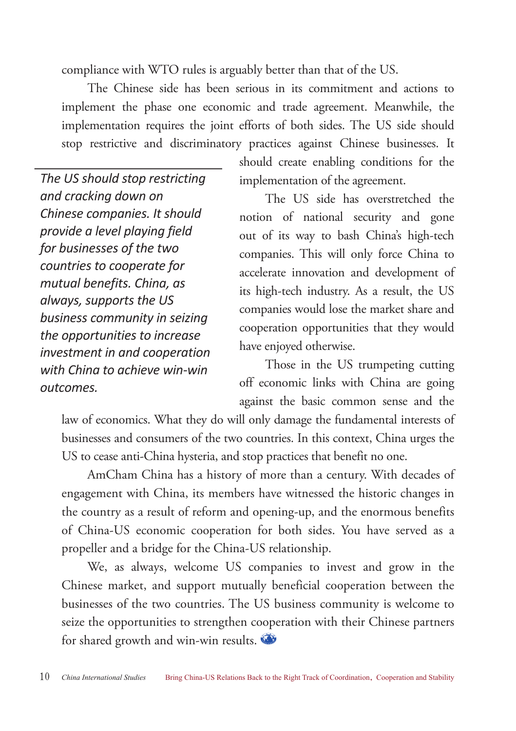compliance with WTO rules is arguably better than that of the US.

The Chinese side has been serious in its commitment and actions to implement the phase one economic and trade agreement. Meanwhile, the implementation requires the joint efforts of both sides. The US side should stop restrictive and discriminatory practices against Chinese businesses. It should create enabling conditions for the implementation of the agreement.

*The US should stop restricting and cracking down on Chinese companies. It should provide a level playing field for businesses of the two countries to cooperate for mutual benefits. China, as always, supports the US business community in seizing the opportunities to increase investment in and cooperation with China to achieve win-win outcomes.*

The US side has overstretched the notion of national security and gone out of its way to bash China's high-tech companies. This will only force China to accelerate innovation and development of its high-tech industry. As a result, the US companies would lose the market share and cooperation opportunities that they would have enjoyed otherwise.

Those in the US trumpeting cutting off economic links with China are going against the basic common sense and the law of economics. What they do will only damage the fundamental interests of businesses and consumers of the two countries. In this context, China urges the US to cease anti-China hysteria, and stop practices that benefit no one.

AmCham China has a history of more than a century. With decades of engagement with China, its members have witnessed the historic changes in the country as a result of reform and opening-up, and the enormous benefits of China-US economic cooperation for both sides. You have served as a propeller and a bridge for the China-US relationship.

We, as always, welcome US companies to invest and grow in the Chinese market, and support mutually beneficial cooperation between the businesses of the two countries. The US business community is welcome to seize the opportunities to strengthen cooperation with their Chinese partners for shared growth and win-win results.